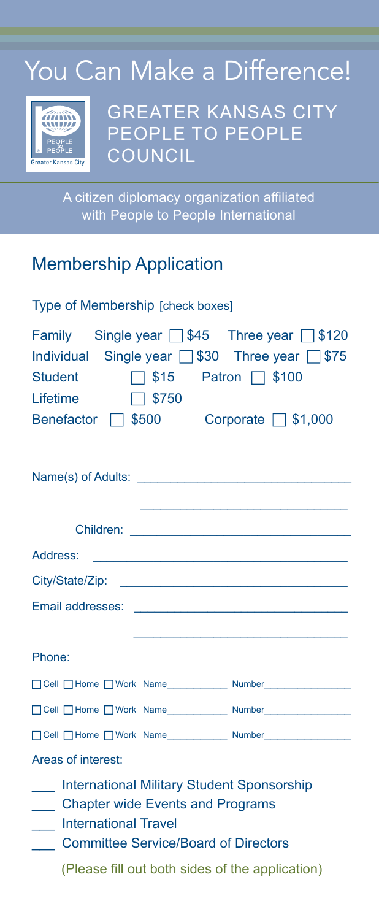# You Can Make a Difference!

## GREATER KANSAS CITY PEOPLE TO PEOPLE COUNCIL

A citizen diplomacy organization affiliated with People to People International

## Membership Application

Type of Membership [check boxes]

Family Single year ☐ $45 Three year ☐ $120
Individual Single year ☐ $30 Three year ☐ $75
Student ☐ $15 Patron ☐ $100
Lifetime ☐ $750
Benefactor ☐ $500 Corporate ☐ $1,000

Name(s) of Adults: ______________________________

______________________________

Children: ______________________________

Address: ______________________________

City/State/Zip: ______________________________

Email addresses: ______________________________

______________________________

Phone:

☐ Cell ☐ Home ☐ Work Name__________ Number______________

☐ Cell ☐ Home ☐ Work Name__________ Number______________

☐ Cell ☐ Home ☐ Work Name__________ Number______________

Areas of interest:

___ International Military Student Sponsorship
___ Chapter wide Events and Programs
___ International Travel
___ Committee Service/Board of Directors

(Please fill out both sides of the application)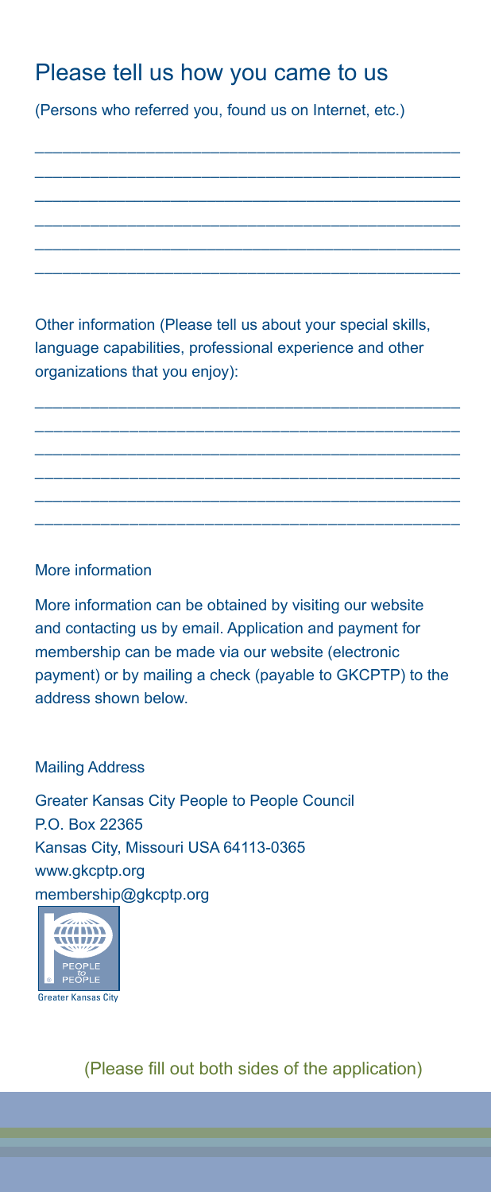## Please tell us how you came to us

(Persons who referred you, found us on Internet, etc.)

______________________________________________

______________________________________________

______________________________________________

______________________________________________

______________________________________________

______________________________________________

Other information (Please tell us about your special skills, language capabilities, professional experience and other organizations that you enjoy):

______________________________________________

______________________________________________

______________________________________________

______________________________________________

______________________________________________

______________________________________________

### More information

More information can be obtained by visiting our website and contacting us by email. Application and payment for membership can be made via our website (electronic payment) or by mailing a check (payable to GKCPTP) to the address shown below.

### Mailing Address

Greater Kansas City People to People Council
P.O. Box 22365
Kansas City, Missouri USA 64113-0365
www.gkcptp.org
membership@gkcptp.org

PEOPLE to PEOPLE
Greater Kansas City

(Please fill out both sides of the application)